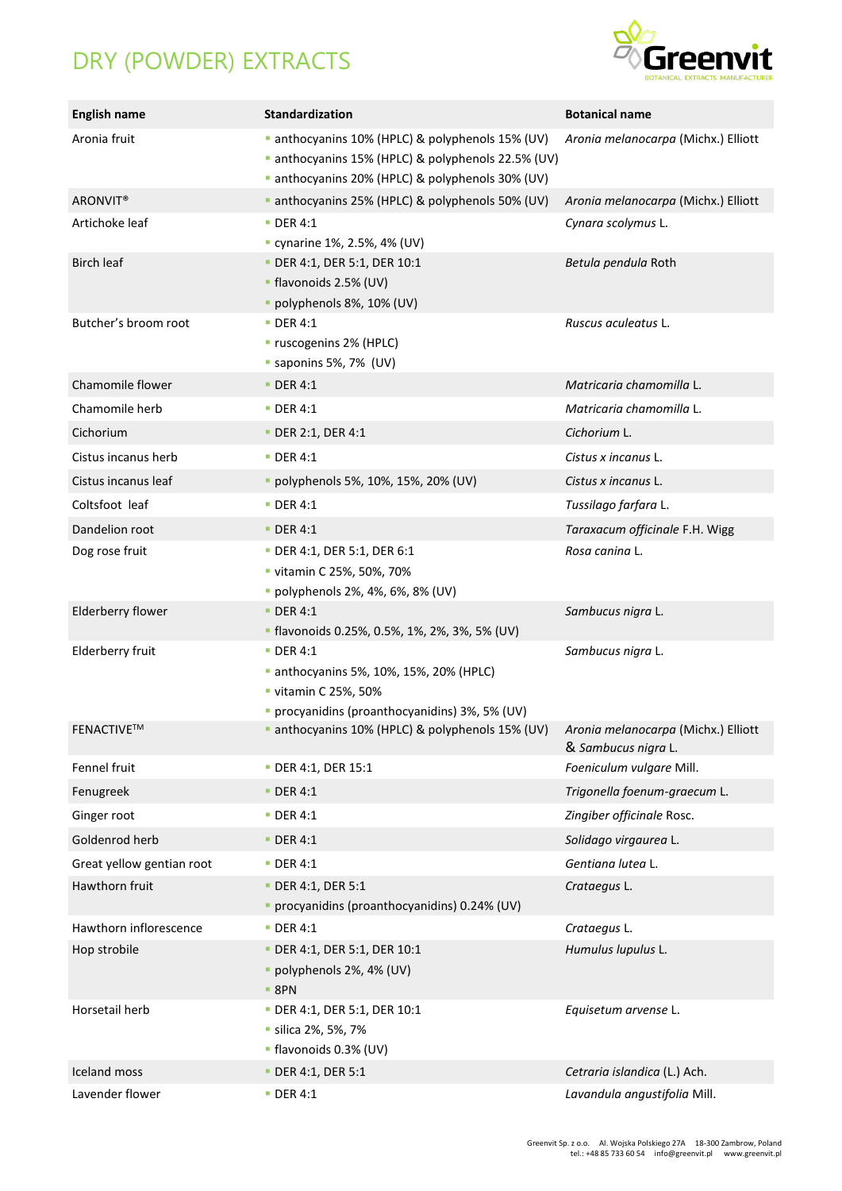# DRY (POWDER) EXTRACTS

| English name | Standardization | Botanical name |
|---|---|---|
| Aronia fruit | ▪ anthocyanins 10% (HPLC) & polyphenols 15% (UV)<br>▪ anthocyanins 15% (HPLC) & polyphenols 22.5% (UV)<br>▪ anthocyanins 20% (HPLC) & polyphenols 30% (UV) | *Aronia melanocarpa* (Michx.) Elliott |
| ARONVIT® | ▪ anthocyanins 25% (HPLC) & polyphenols 50% (UV) | *Aronia melanocarpa* (Michx.) Elliott |
| Artichoke leaf | ▪ DER 4:1<br>▪ cynarine 1%, 2.5%, 4% (UV) | *Cynara scolymus* L. |
| Birch leaf | ▪ DER 4:1, DER 5:1, DER 10:1<br>▪ flavonoids 2.5% (UV)<br>▪ polyphenols 8%, 10% (UV) | *Betula pendula* Roth |
| Butcher's broom root | ▪ DER 4:1<br>▪ ruscogenins 2% (HPLC)<br>▪ saponins 5%, 7% (UV) | *Ruscus aculeatus* L. |
| Chamomile flower | ▪ DER 4:1 | *Matricaria chamomilla* L. |
| Chamomile herb | ▪ DER 4:1 | *Matricaria chamomilla* L. |
| Cichorium | ▪ DER 2:1, DER 4:1 | *Cichorium* L. |
| Cistus incanus herb | ▪ DER 4:1 | *Cistus x incanus* L. |
| Cistus incanus leaf | ▪ polyphenols 5%, 10%, 15%, 20% (UV) | *Cistus x incanus* L. |
| Coltsfoot leaf | ▪ DER 4:1 | *Tussilago farfara* L. |
| Dandelion root | ▪ DER 4:1 | *Taraxacum officinale* F.H. Wigg |
| Dog rose fruit | ▪ DER 4:1, DER 5:1, DER 6:1<br>▪ vitamin C 25%, 50%, 70%<br>▪ polyphenols 2%, 4%, 6%, 8% (UV) | *Rosa canina* L. |
| Elderberry flower | ▪ DER 4:1<br>▪ flavonoids 0.25%, 0.5%, 1%, 2%, 3%, 5% (UV) | *Sambucus nigra* L. |
| Elderberry fruit | ▪ DER 4:1<br>▪ anthocyanins 5%, 10%, 15%, 20% (HPLC)<br>▪ vitamin C 25%, 50%<br>▪ procyanidins (proanthocyanidins) 3%, 5% (UV) | *Sambucus nigra* L. |
| FENACTIVE™ | ▪ anthocyanins 10% (HPLC) & polyphenols 15% (UV) | *Aronia melanocarpa* (Michx.) Elliott & *Sambucus nigra* L. |
| Fennel fruit | ▪ DER 4:1, DER 15:1 | *Foeniculum vulgare* Mill. |
| Fenugreek | ▪ DER 4:1 | *Trigonella foenum-graecum* L. |
| Ginger root | ▪ DER 4:1 | *Zingiber officinale* Rosc. |
| Goldenrod herb | ▪ DER 4:1 | *Solidago virgaurea* L. |
| Great yellow gentian root | ▪ DER 4:1 | *Gentiana lutea* L. |
| Hawthorn fruit | ▪ DER 4:1, DER 5:1<br>▪ procyanidins (proanthocyanidins) 0.24% (UV) | *Crataegus* L. |
| Hawthorn inflorescence | ▪ DER 4:1 | *Crataegus* L. |
| Hop strobile | ▪ DER 4:1, DER 5:1, DER 10:1<br>▪ polyphenols 2%, 4% (UV)<br>▪ 8PN | *Humulus lupulus* L. |
| Horsetail herb | ▪ DER 4:1, DER 5:1, DER 10:1<br>▪ silica 2%, 5%, 7%<br>▪ flavonoids 0.3% (UV) | *Equisetum arvense* L. |
| Iceland moss | ▪ DER 4:1, DER 5:1 | *Cetraria islandica* (L.) Ach. |
| Lavender flower | ▪ DER 4:1 | *Lavandula angustifolia* Mill. |

Greenvit Sp. z o.o. Al. Wojska Polskiego 27A 18-300 Zambrow, Poland
tel.: +48 85 733 60 54 info@greenvit.pl www.greenvit.pl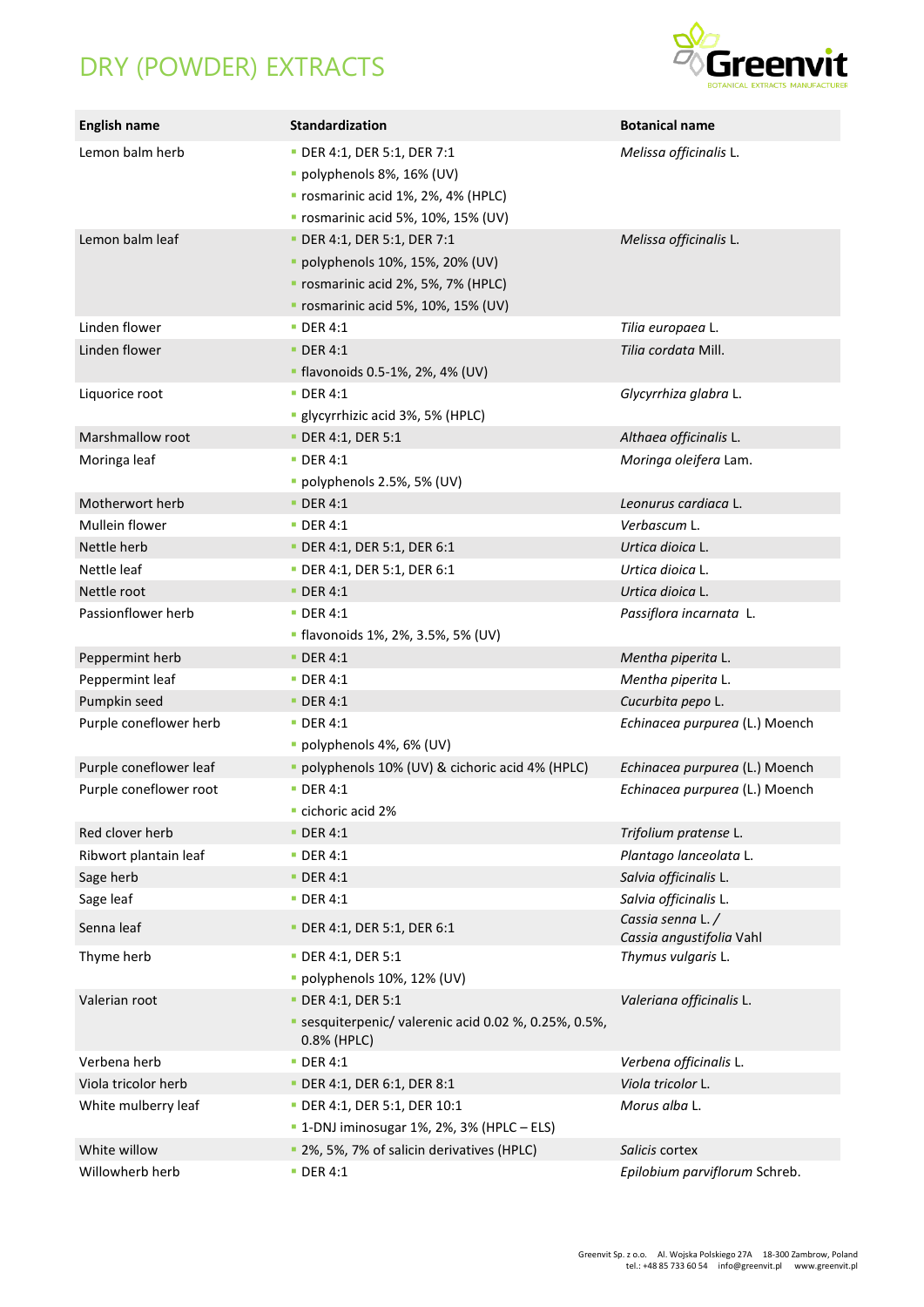# DRY (POWDER) EXTRACTS

| English name | Standardization | Botanical name |
|---|---|---|
| Lemon balm herb | ▪ DER 4:1, DER 5:1, DER 7:1<br>▪ polyphenols 8%, 16% (UV)<br>▪ rosmarinic acid 1%, 2%, 4% (HPLC)<br>▪ rosmarinic acid 5%, 10%, 15% (UV) | *Melissa officinalis* L. |
| Lemon balm leaf | ▪ DER 4:1, DER 5:1, DER 7:1<br>▪ polyphenols 10%, 15%, 20% (UV)<br>▪ rosmarinic acid 2%, 5%, 7% (HPLC)<br>▪ rosmarinic acid 5%, 10%, 15% (UV) | *Melissa officinalis* L. |
| Linden flower | ▪ DER 4:1 | *Tilia europaea* L. |
| Linden flower | ▪ DER 4:1<br>▪ flavonoids 0.5-1%, 2%, 4% (UV) | *Tilia cordata* Mill. |
| Liquorice root | ▪ DER 4:1<br>▪ glycyrrhizic acid 3%, 5% (HPLC) | *Glycyrrhiza glabra* L. |
| Marshmallow root | ▪ DER 4:1, DER 5:1 | *Althaea officinalis* L. |
| Moringa leaf | ▪ DER 4:1<br>▪ polyphenols 2.5%, 5% (UV) | *Moringa oleifera* Lam. |
| Motherwort herb | ▪ DER 4:1 | *Leonurus cardiaca* L. |
| Mullein flower | ▪ DER 4:1 | *Verbascum* L. |
| Nettle herb | ▪ DER 4:1, DER 5:1, DER 6:1 | *Urtica dioica* L. |
| Nettle leaf | ▪ DER 4:1, DER 5:1, DER 6:1 | *Urtica dioica* L. |
| Nettle root | ▪ DER 4:1 | *Urtica dioica* L. |
| Passionflower herb | ▪ DER 4:1<br>▪ flavonoids 1%, 2%, 3.5%, 5% (UV) | *Passiflora incarnata* L. |
| Peppermint herb | ▪ DER 4:1 | *Mentha piperita* L. |
| Peppermint leaf | ▪ DER 4:1 | *Mentha piperita* L. |
| Pumpkin seed | ▪ DER 4:1 | *Cucurbita pepo* L. |
| Purple coneflower herb | ▪ DER 4:1<br>▪ polyphenols 4%, 6% (UV) | *Echinacea purpurea* (L.) Moench |
| Purple coneflower leaf | ▪ polyphenols 10% (UV) & cichoric acid 4% (HPLC) | *Echinacea purpurea* (L.) Moench |
| Purple coneflower root | ▪ DER 4:1<br>▪ cichoric acid 2% | *Echinacea purpurea* (L.) Moench |
| Red clover herb | ▪ DER 4:1 | *Trifolium pratense* L. |
| Ribwort plantain leaf | ▪ DER 4:1 | *Plantago lanceolata* L. |
| Sage herb | ▪ DER 4:1 | *Salvia officinalis* L. |
| Sage leaf | ▪ DER 4:1 | *Salvia officinalis* L. |
| Senna leaf | ▪ DER 4:1, DER 5:1, DER 6:1 | *Cassia senna* L. / *Cassia angustifolia* Vahl |
| Thyme herb | ▪ DER 4:1, DER 5:1<br>▪ polyphenols 10%, 12% (UV) | *Thymus vulgaris* L. |
| Valerian root | ▪ DER 4:1, DER 5:1<br>▪ sesquiterpenic/ valerenic acid 0.02 %, 0.25%, 0.5%, 0.8% (HPLC) | *Valeriana officinalis* L. |
| Verbena herb | ▪ DER 4:1 | *Verbena officinalis* L. |
| Viola tricolor herb | ▪ DER 4:1, DER 6:1, DER 8:1 | *Viola tricolor* L. |
| White mulberry leaf | ▪ DER 4:1, DER 5:1, DER 10:1<br>▪ 1-DNJ iminosugar 1%, 2%, 3% (HPLC – ELS) | *Morus alba* L. |
| White willow | ▪ 2%, 5%, 7% of salicin derivatives (HPLC) | *Salicis cortex* |
| Willowherb herb | ▪ DER 4:1 | *Epilobium parviflorum* Schreb. |

Greenvit Sp. z o.o. Al. Wojska Polskiego 27A 18-300 Zambrow, Poland
tel.: +48 85 733 60 54 info@greenvit.pl www.greenvit.pl